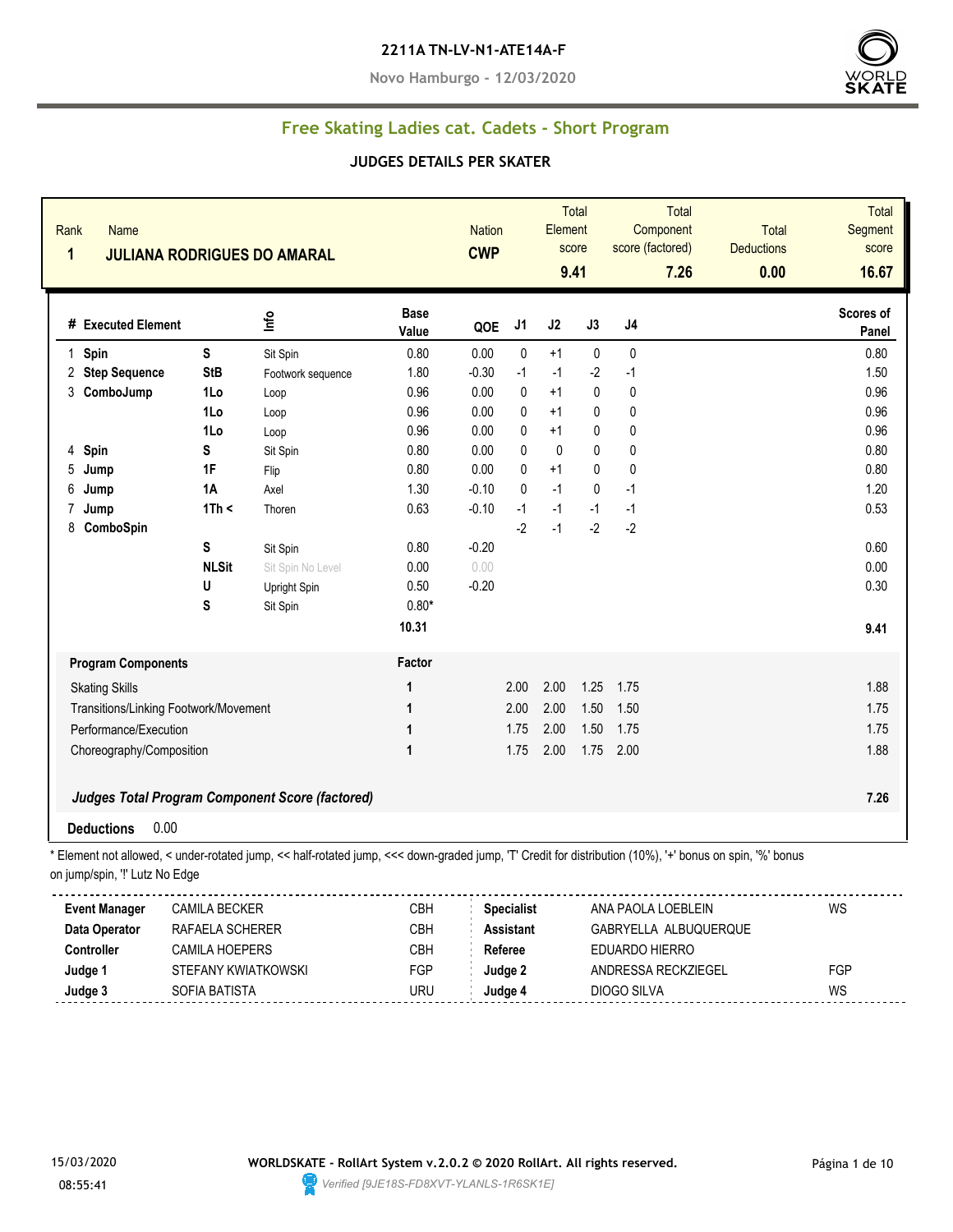**2211A TN-LV-N1-ATE14A-F**

**Novo Hamburgo - 12/03/2020**

## Free Skating Ladies cat. Cadets - Short Program

### JUDGES DETAILS PER SKATER

| Rank | Name | Nation | Total Element score | Total Component score (factored) | Total Deductions | Total Segment score |
|---|---|---|---|---|---|---|
| 1 | JULIANA RODRIGUES DO AMARAL | CWP | 9.41 | 7.26 | 0.00 | 16.67 |

| # | Executed Element | | Info | Base Value | QOE | J1 | J2 | J3 | J4 | Scores of Panel |
|---|---|---|---|---|---|---|---|---|---|---|
| 1 | Spin | S | Sit Spin | 0.80 | 0.00 | 0 | +1 | 0 | 0 | 0.80 |
| 2 | Step Sequence | StB | Footwork sequence | 1.80 | -0.30 | -1 | -1 | -2 | -1 | 1.50 |
| 3 | ComboJump | 1Lo | Loop | 0.96 | 0.00 | 0 | +1 | 0 | 0 | 0.96 |
| | | 1Lo | Loop | 0.96 | 0.00 | 0 | +1 | 0 | 0 | 0.96 |
| | | 1Lo | Loop | 0.96 | 0.00 | 0 | +1 | 0 | 0 | 0.96 |
| 4 | Spin | S | Sit Spin | 0.80 | 0.00 | 0 | 0 | 0 | 0 | 0.80 |
| 5 | Jump | 1F | Flip | 0.80 | 0.00 | 0 | +1 | 0 | 0 | 0.80 |
| 6 | Jump | 1A | Axel | 1.30 | -0.10 | 0 | -1 | 0 | -1 | 1.20 |
| 7 | Jump | 1Th < | Thoren | 0.63 | -0.10 | -1 | -1 | -1 | -1 | 0.53 |
| 8 | ComboSpin | | | | | -2 | -1 | -2 | -2 | |
| | | S | Sit Spin | 0.80 | -0.20 | | | | | 0.60 |
| | | NLSit | Sit Spin No Level | 0.00 | 0.00 | | | | | 0.00 |
| | | U | Upright Spin | 0.50 | -0.20 | | | | | 0.30 |
| | | S | Sit Spin | 0.80* | | | | | | |
| | | | | 10.31 | | | | | | 9.41 |

| Program Components | Factor | J1 | J2 | J3 | J4 | |
|---|---|---|---|---|---|---|
| Skating Skills | 1 | 2.00 | 2.00 | 1.25 | 1.75 | 1.88 |
| Transitions/Linking Footwork/Movement | 1 | 2.00 | 2.00 | 1.50 | 1.50 | 1.75 |
| Performance/Execution | 1 | 1.75 | 2.00 | 1.50 | 1.75 | 1.75 |
| Choreography/Composition | 1 | 1.75 | 2.00 | 1.75 | 2.00 | 1.88 |
| *Judges Total Program Component Score (factored)* | | | | | | 7.26 |

**Deductions** 0.00

* Element not allowed, < under-rotated jump, << half-rotated jump, <<< down-graded jump, 'T' Credit for distribution (10%), '+' bonus on spin, '%' bonus on jump/spin, '!' Lutz No Edge

| | | | | | |
|---|---|---|---|---|---|
| **Event Manager** | CAMILA BECKER | CBH | **Specialist** | ANA PAOLA LOEBLEIN | WS |
| **Data Operator** | RAFAELA SCHERER | CBH | **Assistant** | GABRYELLA ALBUQUERQUE | |
| **Controller** | CAMILA HOEPERS | CBH | **Referee** | EDUARDO HIERRO | |
| **Judge 1** | STEFANY KWIATKOWSKI | FGP | **Judge 2** | ANDRESSA RECKZIEGEL | FGP |
| **Judge 3** | SOFIA BATISTA | URU | **Judge 4** | DIOGO SILVA | WS |

15/03/2020 08:55:41

**WORLDSKATE - RollArt System v.2.0.2 © 2020 RollArt. All rights reserved.**

Verified [9JE18S-FD8XVT-YLANLS-1R6SK1E]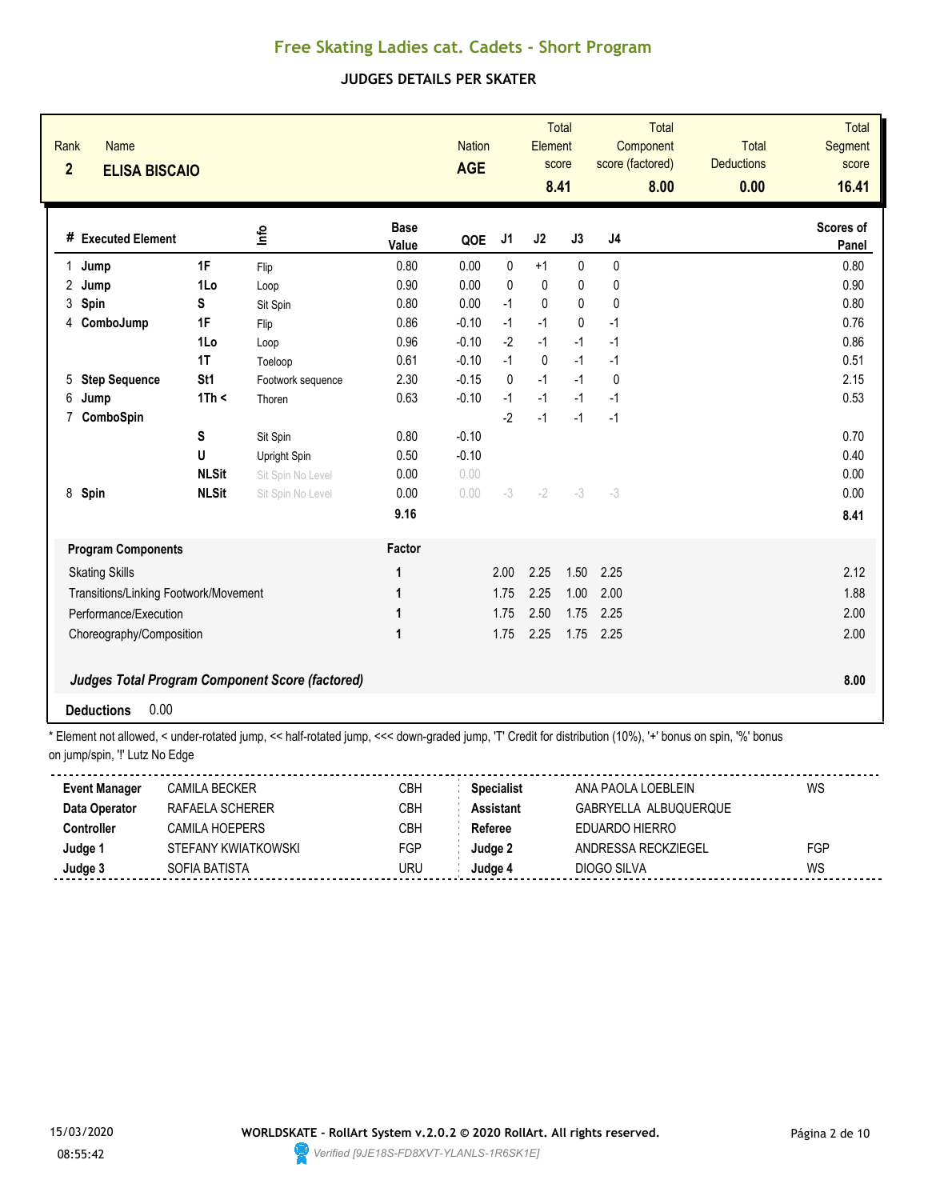# Free Skating Ladies cat. Cadets - Short Program

## JUDGES DETAILS PER SKATER

| Rank | Name | Nation | Total Element score | Total Component score (factored) | Total Deductions | Total Segment score |
|---|---|---|---|---|---|---|
| 2 | ELISA BISCAIO | AGE | 8.41 | 8.00 | 0.00 | 16.41 |

| # | Executed Element | | Info | Base Value | QOE | J1 | J2 | J3 | J4 | Scores of Panel |
|---|---|---|---|---|---|---|---|---|---|---|
| 1 | Jump | 1F | Flip | 0.80 | 0.00 | 0 | +1 | 0 | 0 | 0.80 |
| 2 | Jump | 1Lo | Loop | 0.90 | 0.00 | 0 | 0 | 0 | 0 | 0.90 |
| 3 | Spin | S | Sit Spin | 0.80 | 0.00 | -1 | 0 | 0 | 0 | 0.80 |
| 4 | ComboJump | 1F | Flip | 0.86 | -0.10 | -1 | -1 | 0 | -1 | 0.76 |
| | | 1Lo | Loop | 0.96 | -0.10 | -2 | -1 | -1 | -1 | 0.86 |
| | | 1T | Toeloop | 0.61 | -0.10 | -1 | 0 | -1 | -1 | 0.51 |
| 5 | Step Sequence | St1 | Footwork sequence | 2.30 | -0.15 | 0 | -1 | -1 | 0 | 2.15 |
| 6 | Jump | 1Th < | Thoren | 0.63 | -0.10 | -1 | -1 | -1 | -1 | 0.53 |
| 7 | ComboSpin | | | | | -2 | -1 | -1 | -1 | |
| | | S | Sit Spin | 0.80 | -0.10 | | | | | 0.70 |
| | | U | Upright Spin | 0.50 | -0.10 | | | | | 0.40 |
| | | NLSit | Sit Spin No Level | 0.00 | 0.00 | | | | | 0.00 |
| 8 | Spin | NLSit | Sit Spin No Level | 0.00 | 0.00 | -3 | -2 | -3 | -3 | 0.00 |
| | | | | 9.16 | | | | | | 8.41 |

| Program Components | Factor | J1 | J2 | J3 | J4 | |
|---|---|---|---|---|---|---|
| Skating Skills | 1 | 2.00 | 2.25 | 1.50 | 2.25 | 2.12 |
| Transitions/Linking Footwork/Movement | 1 | 1.75 | 2.25 | 1.00 | 2.00 | 1.88 |
| Performance/Execution | 1 | 1.75 | 2.50 | 1.75 | 2.25 | 2.00 |
| Choreography/Composition | 1 | 1.75 | 2.25 | 1.75 | 2.25 | 2.00 |
| ***Judges Total Program Component Score (factored)*** | | | | | | **8.00** |

**Deductions** 0.00

\* Element not allowed, < under-rotated jump, << half-rotated jump, <<< down-graded jump, 'T' Credit for distribution (10%), '+' bonus on spin, '%' bonus on jump/spin, '!' Lutz No Edge

| | | | | | |
|---|---|---|---|---|---|
| **Event Manager** | CAMILA BECKER | CBH | **Specialist** | ANA PAOLA LOEBLEIN | WS |
| **Data Operator** | RAFAELA SCHERER | CBH | **Assistant** | GABRYELLA ALBUQUERQUE | |
| **Controller** | CAMILA HOEPERS | CBH | **Referee** | EDUARDO HIERRO | |
| **Judge 1** | STEFANY KWIATKOWSKI | FGP | **Judge 2** | ANDRESSA RECKZIEGEL | FGP |
| **Judge 3** | SOFIA BATISTA | URU | **Judge 4** | DIOGO SILVA | WS |

15/03/2020 08:55:42

**WORLDSKATE - RollArt System v.2.0.2 © 2020 RollArt. All rights reserved.**

*Verified [9JE18S-FD8XVT-YLANLS-1R6SK1E]*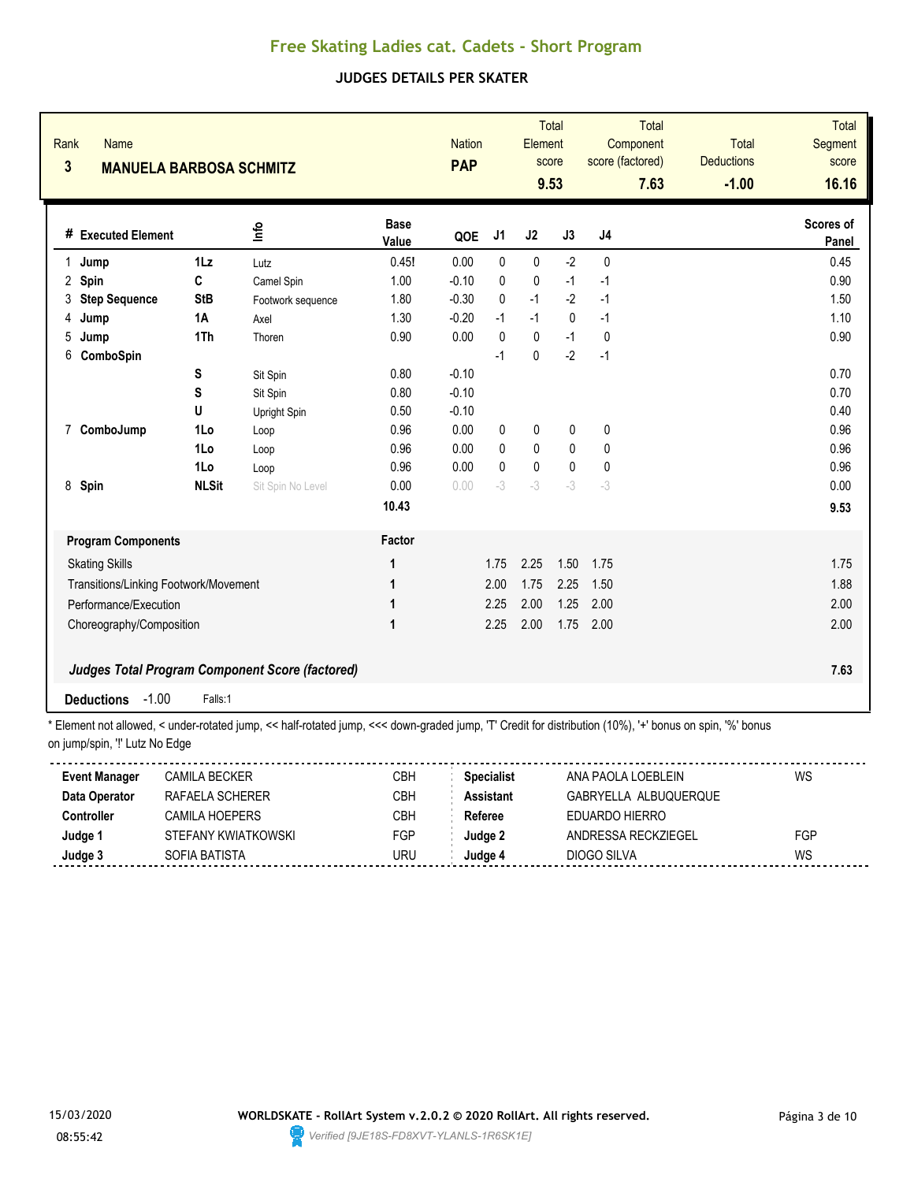## Free Skating Ladies cat. Cadets - Short Program

### JUDGES DETAILS PER SKATER

| Rank | Name | Nation | Total Element score | Total Component score (factored) | Total Deductions | Total Segment score |
|---|---|---|---|---|---|---|
| 3 | MANUELA BARBOSA SCHMITZ | PAP | 9.53 | 7.63 | -1.00 | 16.16 |

| # | Executed Element | | Info | Base Value | QOE | J1 | J2 | J3 | J4 | Scores of Panel |
|---|---|---|---|---|---|---|---|---|---|---|
| 1 | Jump | 1Lz | Lutz | 0.45! | 0.00 | 0 | 0 | -2 | 0 | 0.45 |
| 2 | Spin | C | Camel Spin | 1.00 | -0.10 | 0 | 0 | -1 | -1 | 0.90 |
| 3 | Step Sequence | StB | Footwork sequence | 1.80 | -0.30 | 0 | -1 | -2 | -1 | 1.50 |
| 4 | Jump | 1A | Axel | 1.30 | -0.20 | -1 | -1 | 0 | -1 | 1.10 |
| 5 | Jump | 1Th | Thoren | 0.90 | 0.00 | 0 | 0 | -1 | 0 | 0.90 |
| 6 | ComboSpin | | | | | -1 | 0 | -2 | -1 | |
| | | S | Sit Spin | 0.80 | -0.10 | | | | | 0.70 |
| | | S | Sit Spin | 0.80 | -0.10 | | | | | 0.70 |
| | | U | Upright Spin | 0.50 | -0.10 | | | | | 0.40 |
| 7 | ComboJump | 1Lo | Loop | 0.96 | 0.00 | 0 | 0 | 0 | 0 | 0.96 |
| | | 1Lo | Loop | 0.96 | 0.00 | 0 | 0 | 0 | 0 | 0.96 |
| | | 1Lo | Loop | 0.96 | 0.00 | 0 | 0 | 0 | 0 | 0.96 |
| 8 | Spin | NLSit | Sit Spin No Level | 0.00 | 0.00 | -3 | -3 | -3 | -3 | 0.00 |
| | | | | 10.43 | | | | | | 9.53 |

| Program Components | Factor | J1 | J2 | J3 | J4 | Scores of Panel |
|---|---|---|---|---|---|---|
| Skating Skills | 1 | 1.75 | 2.25 | 1.50 | 1.75 | 1.75 |
| Transitions/Linking Footwork/Movement | 1 | 2.00 | 1.75 | 2.25 | 1.50 | 1.88 |
| Performance/Execution | 1 | 2.25 | 2.00 | 1.25 | 2.00 | 2.00 |
| Choreography/Composition | 1 | 2.25 | 2.00 | 1.75 | 2.00 | 2.00 |

*Judges Total Program Component Score (factored)* **7.63**

**Deductions** -1.00 Falls:1

\* Element not allowed, < under-rotated jump, << half-rotated jump, <<< down-graded jump, 'T' Credit for distribution (10%), '+' bonus on spin, '%' bonus on jump/spin, '!' Lutz No Edge

| | | | | | |
|---|---|---|---|---|---|
| **Event Manager** | CAMILA BECKER | CBH | **Specialist** | ANA PAOLA LOEBLEIN | WS |
| **Data Operator** | RAFAELA SCHERER | CBH | **Assistant** | GABRYELLA ALBUQUERQUE | |
| **Controller** | CAMILA HOEPERS | CBH | **Referee** | EDUARDO HIERRO | |
| **Judge 1** | STEFANY KWIATKOWSKI | FGP | **Judge 2** | ANDRESSA RECKZIEGEL | FGP |
| **Judge 3** | SOFIA BATISTA | URU | **Judge 4** | DIOGO SILVA | WS |

15/03/2020 08:55:42

WORLDSKATE - RollArt System v.2.0.2 © 2020 RollArt. All rights reserved.

Verified [9JE18S-FD8XVT-YLANLS-1R6SK1E]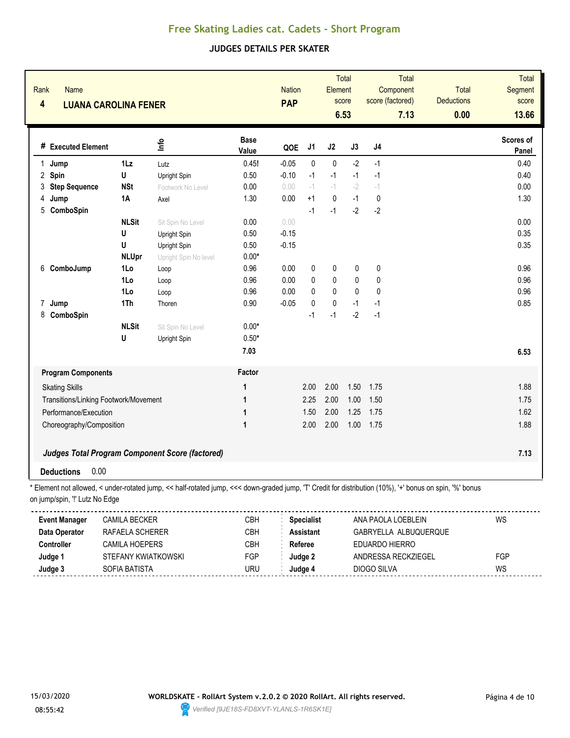# Free Skating Ladies cat. Cadets - Short Program

## JUDGES DETAILS PER SKATER

| Rank | Name | Nation | Total Element score | Total Component score (factored) | Total Deductions | Total Segment score |
|---|---|---|---|---|---|---|
| 4 | LUANA CAROLINA FENER | PAP | 6.53 | 7.13 | 0.00 | 13.66 |

| # | Executed Element | | Info | Base Value | QOE | J1 | J2 | J3 | J4 | Scores of Panel |
|---|---|---|---|---|---|---|---|---|---|---|
| 1 | Jump | 1Lz | Lutz | 0.45! | -0.05 | 0 | 0 | -2 | -1 | 0.40 |
| 2 | Spin | U | Upright Spin | 0.50 | -0.10 | -1 | -1 | -1 | -1 | 0.40 |
| 3 | Step Sequence | NSt | Footwork No Level | 0.00 | 0.00 | -1 | -1 | -2 | -1 | 0.00 |
| 4 | Jump | 1A | Axel | 1.30 | 0.00 | +1 | 0 | -1 | 0 | 1.30 |
| 5 | ComboSpin | | | | | -1 | -1 | -2 | -2 | |
| | | NLSit | Sit Spin No Level | 0.00 | 0.00 | | | | | 0.00 |
| | | U | Upright Spin | 0.50 | -0.15 | | | | | 0.35 |
| | | U | Upright Spin | 0.50 | -0.15 | | | | | 0.35 |
| | | NLUpr | Upright Spin No level | 0.00* | | | | | | |
| 6 | ComboJump | 1Lo | Loop | 0.96 | 0.00 | 0 | 0 | 0 | 0 | 0.96 |
| | | 1Lo | Loop | 0.96 | 0.00 | 0 | 0 | 0 | 0 | 0.96 |
| | | 1Lo | Loop | 0.96 | 0.00 | 0 | 0 | 0 | 0 | 0.96 |
| 7 | Jump | 1Th | Thoren | 0.90 | -0.05 | 0 | 0 | -1 | -1 | 0.85 |
| 8 | ComboSpin | | | | | -1 | -1 | -2 | -1 | |
| | | NLSit | Sit Spin No Level | 0.00* | | | | | | |
| | | U | Upright Spin | 0.50* | | | | | | |
| | | | | 7.03 | | | | | | 6.53 |

| Program Components | Factor | J1 | J2 | J3 | J4 | Scores of Panel |
|---|---|---|---|---|---|---|
| Skating Skills | 1 | 2.00 | 2.00 | 1.50 | 1.75 | 1.88 |
| Transitions/Linking Footwork/Movement | 1 | 2.25 | 2.00 | 1.00 | 1.50 | 1.75 |
| Performance/Execution | 1 | 1.50 | 2.00 | 1.25 | 1.75 | 1.62 |
| Choreography/Composition | 1 | 2.00 | 2.00 | 1.00 | 1.75 | 1.88 |

***Judges Total Program Component Score (factored)*** **7.13**

**Deductions** 0.00

\* Element not allowed, < under-rotated jump, << half-rotated jump, <<< down-graded jump, 'T' Credit for distribution (10%), '+' bonus on spin, '%' bonus on jump/spin, '!' Lutz No Edge

| | | | | | |
|---|---|---|---|---|---|
| **Event Manager** | CAMILA BECKER | CBH | **Specialist** | ANA PAOLA LOEBLEIN | WS |
| **Data Operator** | RAFAELA SCHERER | CBH | **Assistant** | GABRYELLA ALBUQUERQUE | |
| **Controller** | CAMILA HOEPERS | CBH | **Referee** | EDUARDO HIERRO | |
| **Judge 1** | STEFANY KWIATKOWSKI | FGP | **Judge 2** | ANDRESSA RECKZIEGEL | FGP |
| **Judge 3** | SOFIA BATISTA | URU | **Judge 4** | DIOGO SILVA | WS |

15/03/2020 08:55:42

**WORLDSKATE - RollArt System v.2.0.2 © 2020 RollArt. All rights reserved.**

Verified [9JE18S-FD8XVT-YLANLS-1R6SK1E]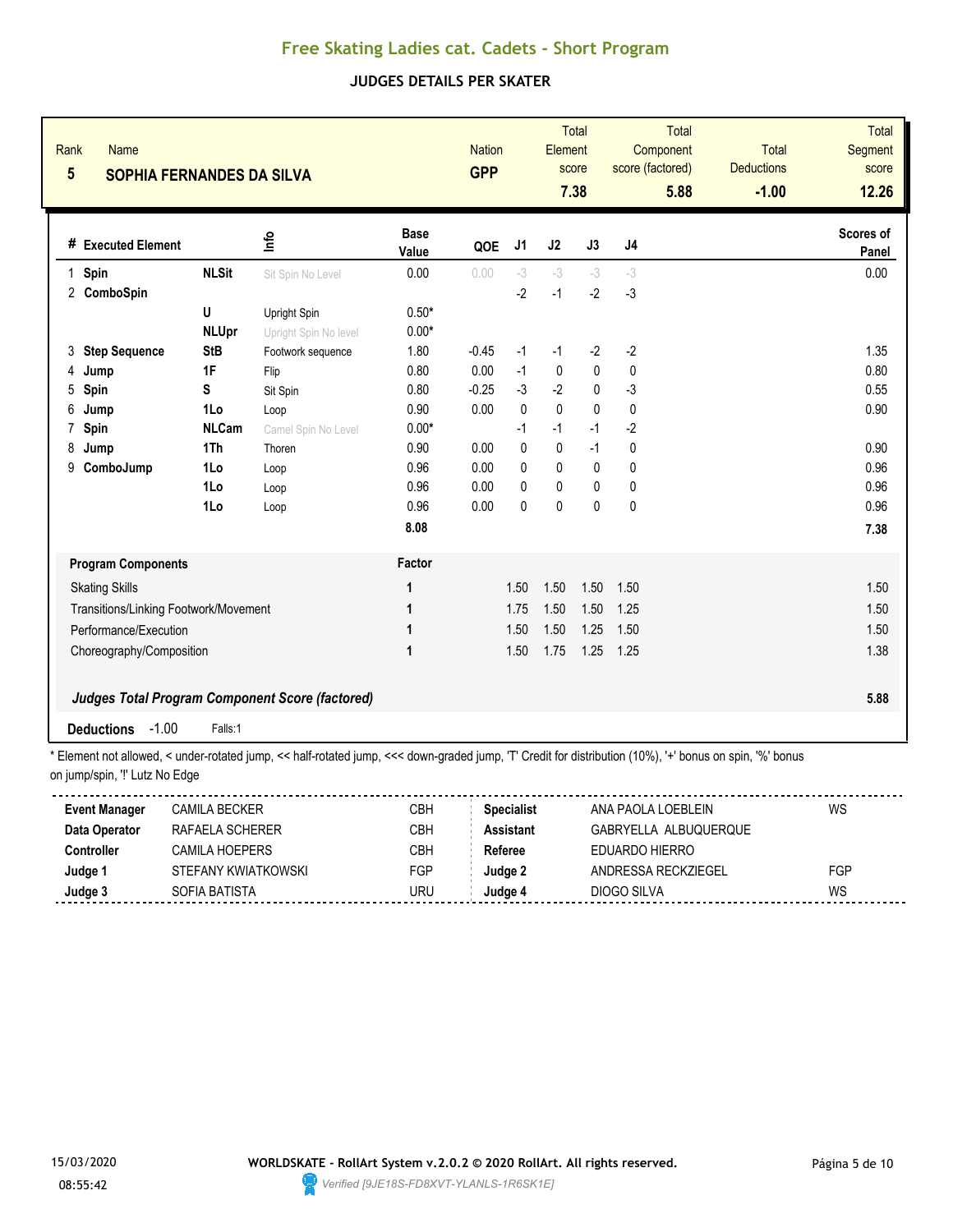# Free Skating Ladies cat. Cadets - Short Program

## JUDGES DETAILS PER SKATER

| Rank | Name | Nation | Total Element score | Total Component score (factored) | Total Deductions | Total Segment score |
|---|---|---|---|---|---|---|
| 5 | **SOPHIA FERNANDES DA SILVA** | **GPP** | **7.38** | **5.88** | **-1.00** | **12.26** |

| # | Executed Element | | Info | Base Value | QOE | J1 | J2 | J3 | J4 | Scores of Panel |
|---|---|---|---|---|---|---|---|---|---|---|
| 1 | **Spin** | **NLSit** | Sit Spin No Level | 0.00 | 0.00 | -3 | -3 | -3 | -3 | 0.00 |
| 2 | **ComboSpin** | | | | | -2 | -1 | -2 | -3 | |
| | | **U** | Upright Spin | 0.50* | | | | | | |
| | | **NLUpr** | Upright Spin No level | 0.00* | | | | | | |
| 3 | **Step Sequence** | **StB** | Footwork sequence | 1.80 | -0.45 | -1 | -1 | -2 | -2 | 1.35 |
| 4 | **Jump** | **1F** | Flip | 0.80 | 0.00 | -1 | 0 | 0 | 0 | 0.80 |
| 5 | **Spin** | **S** | Sit Spin | 0.80 | -0.25 | -3 | -2 | 0 | -3 | 0.55 |
| 6 | **Jump** | **1Lo** | Loop | 0.90 | 0.00 | 0 | 0 | 0 | 0 | 0.90 |
| 7 | **Spin** | **NLCam** | Camel Spin No Level | 0.00* | | -1 | -1 | -1 | -2 | |
| 8 | **Jump** | **1Th** | Thoren | 0.90 | 0.00 | 0 | 0 | -1 | 0 | 0.90 |
| 9 | **ComboJump** | **1Lo** | Loop | 0.96 | 0.00 | 0 | 0 | 0 | 0 | 0.96 |
| | | **1Lo** | Loop | 0.96 | 0.00 | 0 | 0 | 0 | 0 | 0.96 |
| | | **1Lo** | Loop | 0.96 | 0.00 | 0 | 0 | 0 | 0 | 0.96 |
| | | | | **8.08** | | | | | | **7.38** |

| Program Components | Factor | J1 | J2 | J3 | J4 | Scores of Panel |
|---|---|---|---|---|---|---|
| Skating Skills | 1 | 1.50 | 1.50 | 1.50 | 1.50 | 1.50 |
| Transitions/Linking Footwork/Movement | 1 | 1.75 | 1.50 | 1.50 | 1.25 | 1.50 |
| Performance/Execution | 1 | 1.50 | 1.50 | 1.25 | 1.50 | 1.50 |
| Choreography/Composition | 1 | 1.50 | 1.75 | 1.25 | 1.25 | 1.38 |
| ***Judges Total Program Component Score (factored)*** | | | | | | **5.88** |

**Deductions** -1.00 Falls:1

\* Element not allowed, < under-rotated jump, << half-rotated jump, <<< down-graded jump, 'T' Credit for distribution (10%), '+' bonus on spin, '%' bonus on jump/spin, '!' Lutz No Edge

| | | | | | |
|---|---|---|---|---|---|
| **Event Manager** | CAMILA BECKER | CBH | **Specialist** | ANA PAOLA LOEBLEIN | WS |
| **Data Operator** | RAFAELA SCHERER | CBH | **Assistant** | GABRYELLA ALBUQUERQUE | |
| **Controller** | CAMILA HOEPERS | CBH | **Referee** | EDUARDO HIERRO | |
| **Judge 1** | STEFANY KWIATKOWSKI | FGP | **Judge 2** | ANDRESSA RECKZIEGEL | FGP |
| **Judge 3** | SOFIA BATISTA | URU | **Judge 4** | DIOGO SILVA | WS |

15/03/2020 08:55:42

**WORLDSKATE - RollArt System v.2.0.2 © 2020 RollArt. All rights reserved.**

*Verified [9JE18S-FD8XVT-YLANLS-1R6SK1E]*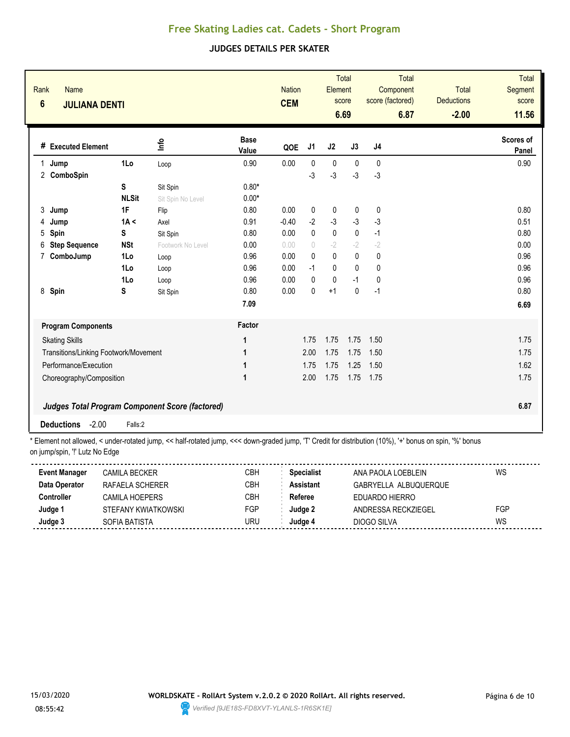# Free Skating Ladies cat. Cadets - Short Program

## JUDGES DETAILS PER SKATER

| Rank | Name | Nation | Total Element score | Total Component score (factored) | Total Deductions | Total Segment score |
|---|---|---|---|---|---|---|
| 6 | **JULIANA DENTI** | **CEM** | **6.69** | **6.87** | **-2.00** | **11.56** |

| # | Executed Element | | Info | Base Value | QOE | J1 | J2 | J3 | J4 | Scores of Panel |
|---|---|---|---|---|---|---|---|---|---|---|
| 1 | **Jump** | **1Lo** | Loop | 0.90 | 0.00 | 0 | 0 | 0 | 0 | 0.90 |
| 2 | **ComboSpin** | | | | | -3 | -3 | -3 | -3 | |
| | | **S** | Sit Spin | 0.80* | | | | | | |
| | | **NLSit** | Sit Spin No Level | 0.00* | | | | | | |
| 3 | **Jump** | **1F** | Flip | 0.80 | 0.00 | 0 | 0 | 0 | 0 | 0.80 |
| 4 | **Jump** | **1A <** | Axel | 0.91 | -0.40 | -2 | -3 | -3 | -3 | 0.51 |
| 5 | **Spin** | **S** | Sit Spin | 0.80 | 0.00 | 0 | 0 | 0 | -1 | 0.80 |
| 6 | **Step Sequence** | **NSt** | Footwork No Level | 0.00 | 0.00 | 0 | -2 | -2 | -2 | 0.00 |
| 7 | **ComboJump** | **1Lo** | Loop | 0.96 | 0.00 | 0 | 0 | 0 | 0 | 0.96 |
| | | **1Lo** | Loop | 0.96 | 0.00 | -1 | 0 | 0 | 0 | 0.96 |
| | | **1Lo** | Loop | 0.96 | 0.00 | 0 | 0 | -1 | 0 | 0.96 |
| 8 | **Spin** | **S** | Sit Spin | 0.80 | 0.00 | 0 | +1 | 0 | -1 | 0.80 |
| | | | | **7.09** | | | | | | **6.69** |

| Program Components | Factor | J1 | J2 | J3 | J4 | Scores of Panel |
|---|---|---|---|---|---|---|
| Skating Skills | 1 | 1.75 | 1.75 | 1.75 | 1.50 | 1.75 |
| Transitions/Linking Footwork/Movement | 1 | 2.00 | 1.75 | 1.75 | 1.50 | 1.75 |
| Performance/Execution | 1 | 1.75 | 1.75 | 1.25 | 1.50 | 1.62 |
| Choreography/Composition | 1 | 2.00 | 1.75 | 1.75 | 1.75 | 1.75 |
| ***Judges Total Program Component Score (factored)*** | | | | | | **6.87** |

**Deductions** -2.00 Falls:2

\* Element not allowed, < under-rotated jump, << half-rotated jump, <<< down-graded jump, 'T' Credit for distribution (10%), '+' bonus on spin, '%' bonus on jump/spin, '!' Lutz No Edge

| | | | | | |
|---|---|---|---|---|---|
| **Event Manager** | CAMILA BECKER | CBH | **Specialist** | ANA PAOLA LOEBLEIN | WS |
| **Data Operator** | RAFAELA SCHERER | CBH | **Assistant** | GABRYELLA ALBUQUERQUE | |
| **Controller** | CAMILA HOEPERS | CBH | **Referee** | EDUARDO HIERRO | |
| **Judge 1** | STEFANY KWIATKOWSKI | FGP | **Judge 2** | ANDRESSA RECKZIEGEL | FGP |
| **Judge 3** | SOFIA BATISTA | URU | **Judge 4** | DIOGO SILVA | WS |

15/03/2020 08:55:42

WORLDSKATE - RollArt System v.2.0.2 © 2020 RollArt. All rights reserved.

Verified [9JE18S-FD8XVT-YLANLS-1R6SK1E]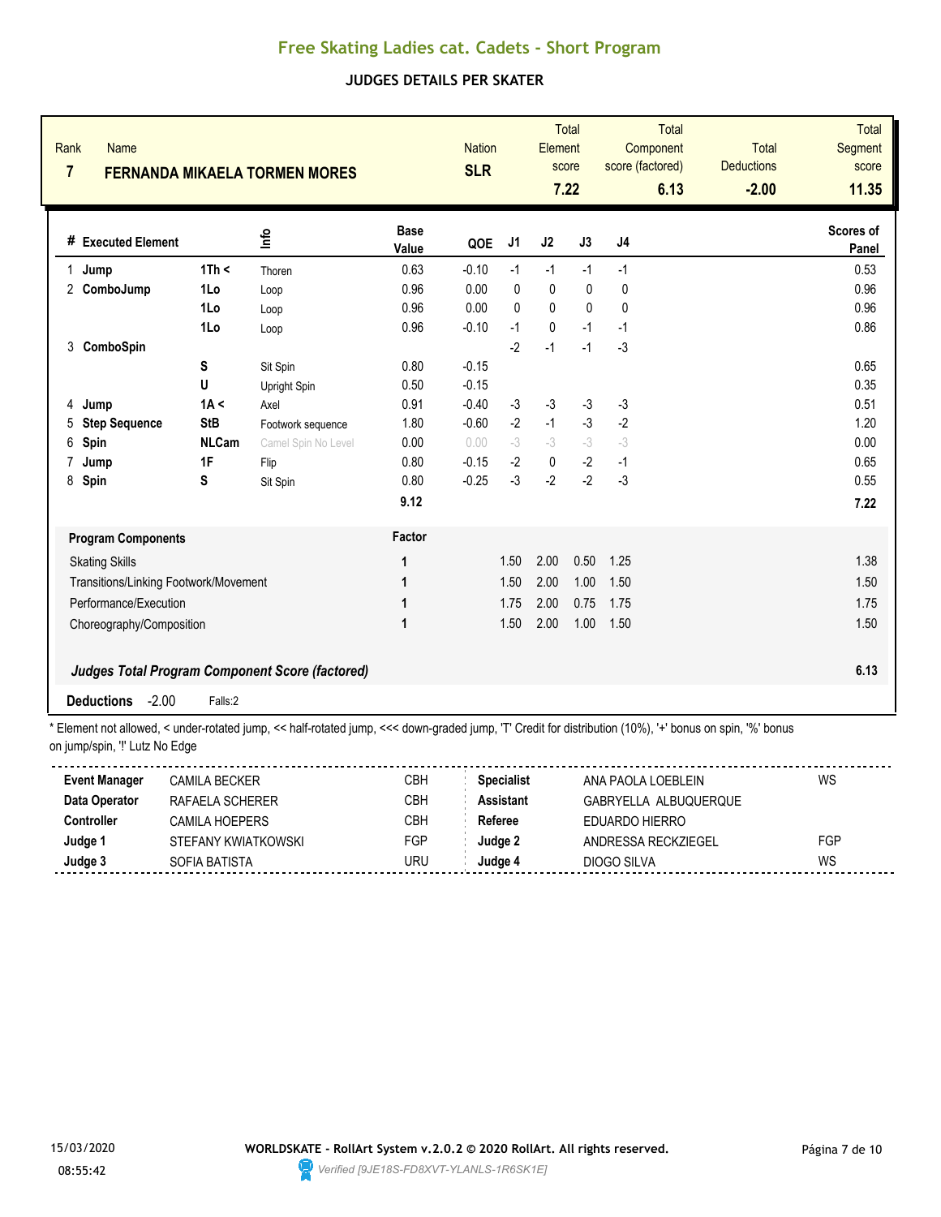# Free Skating Ladies cat. Cadets - Short Program

## JUDGES DETAILS PER SKATER

| Rank | Name | Nation | Total Element score | Total Component score (factored) | Total Deductions | Total Segment score |
|---|---|---|---|---|---|---|
| 7 | FERNANDA MIKAELA TORMEN MORES | SLR | 7.22 | 6.13 | -2.00 | 11.35 |

| # | Executed Element | | Info | Base Value | QOE | J1 | J2 | J3 | J4 | Scores of Panel |
|---|---|---|---|---|---|---|---|---|---|---|
| 1 | Jump | 1Th < | Thoren | 0.63 | -0.10 | -1 | -1 | -1 | -1 | 0.53 |
| 2 | ComboJump | 1Lo | Loop | 0.96 | 0.00 | 0 | 0 | 0 | 0 | 0.96 |
| | | 1Lo | Loop | 0.96 | 0.00 | 0 | 0 | 0 | 0 | 0.96 |
| | | 1Lo | Loop | 0.96 | -0.10 | -1 | 0 | -1 | -1 | 0.86 |
| 3 | ComboSpin | | | | | -2 | -1 | -1 | -3 | |
| | | S | Sit Spin | 0.80 | -0.15 | | | | | 0.65 |
| | | U | Upright Spin | 0.50 | -0.15 | | | | | 0.35 |
| 4 | Jump | 1A < | Axel | 0.91 | -0.40 | -3 | -3 | -3 | -3 | 0.51 |
| 5 | Step Sequence | StB | Footwork sequence | 1.80 | -0.60 | -2 | -1 | -3 | -2 | 1.20 |
| 6 | Spin | NLCam | Camel Spin No Level | 0.00 | 0.00 | -3 | -3 | -3 | -3 | 0.00 |
| 7 | Jump | 1F | Flip | 0.80 | -0.15 | -2 | 0 | -2 | -1 | 0.65 |
| 8 | Spin | S | Sit Spin | 0.80 | -0.25 | -3 | -2 | -2 | -3 | 0.55 |
| | | | | 9.12 | | | | | | 7.22 |

| Program Components | Factor | J1 | J2 | J3 | J4 | Scores of Panel |
|---|---|---|---|---|---|---|
| Skating Skills | 1 | 1.50 | 2.00 | 0.50 | 1.25 | 1.38 |
| Transitions/Linking Footwork/Movement | 1 | 1.50 | 2.00 | 1.00 | 1.50 | 1.50 |
| Performance/Execution | 1 | 1.75 | 2.00 | 0.75 | 1.75 | 1.75 |
| Choreography/Composition | 1 | 1.50 | 2.00 | 1.00 | 1.50 | 1.50 |
| ***Judges Total Program Component Score (factored)*** | | | | | | 6.13 |

**Deductions** -2.00 Falls:2

* Element not allowed, < under-rotated jump, << half-rotated jump, <<< down-graded jump, 'T' Credit for distribution (10%), '+' bonus on spin, '%' bonus on jump/spin, '!' Lutz No Edge

| | | | | | |
|---|---|---|---|---|---|
| **Event Manager** | CAMILA BECKER | CBH | **Specialist** | ANA PAOLA LOEBLEIN | WS |
| **Data Operator** | RAFAELA SCHERER | CBH | **Assistant** | GABRYELLA ALBUQUERQUE | |
| **Controller** | CAMILA HOEPERS | CBH | **Referee** | EDUARDO HIERRO | |
| **Judge 1** | STEFANY KWIATKOWSKI | FGP | **Judge 2** | ANDRESSA RECKZIEGEL | FGP |
| **Judge 3** | SOFIA BATISTA | URU | **Judge 4** | DIOGO SILVA | WS |

15/03/2020 08:55:42

WORLDSKATE - RollArt System v.2.0.2 © 2020 RollArt. All rights reserved.

*Verified [9JE18S-FD8XVT-YLANLS-1R6SK1E]*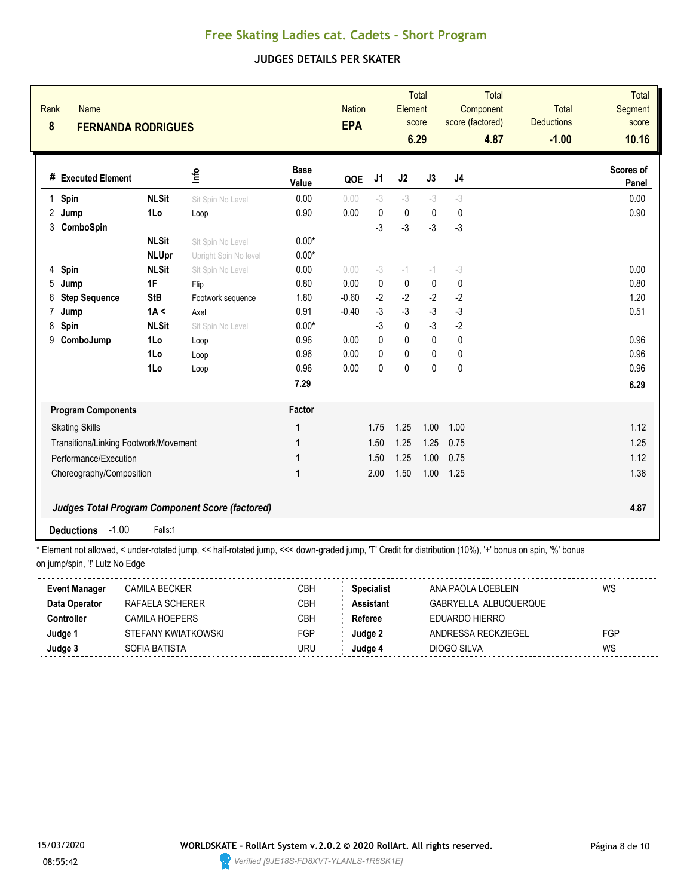# Free Skating Ladies cat. Cadets - Short Program

## JUDGES DETAILS PER SKATER

| Rank | Name | Nation | Total Element score | Total Component score (factored) | Total Deductions | Total Segment score |
|---|---|---|---|---|---|---|
| 8 | FERNANDA RODRIGUES | EPA | 6.29 | 4.87 | -1.00 | 10.16 |

| # | Executed Element | | Info | Base Value | QOE | J1 | J2 | J3 | J4 | Scores of Panel |
|---|---|---|---|---|---|---|---|---|---|---|
| 1 | Spin | NLSit | Sit Spin No Level | 0.00 | 0.00 | -3 | -3 | -3 | -3 | 0.00 |
| 2 | Jump | 1Lo | Loop | 0.90 | 0.00 | 0 | 0 | 0 | 0 | 0.90 |
| 3 | ComboSpin | | | | | -3 | -3 | -3 | -3 | |
| | | NLSit | Sit Spin No Level | 0.00* | | | | | | |
| | | NLUpr | Upright Spin No level | 0.00* | | | | | | |
| 4 | Spin | NLSit | Sit Spin No Level | 0.00 | 0.00 | -3 | -1 | -1 | -3 | 0.00 |
| 5 | Jump | 1F | Flip | 0.80 | 0.00 | 0 | 0 | 0 | 0 | 0.80 |
| 6 | Step Sequence | StB | Footwork sequence | 1.80 | -0.60 | -2 | -2 | -2 | -2 | 1.20 |
| 7 | Jump | 1A < | Axel | 0.91 | -0.40 | -3 | -3 | -3 | -3 | 0.51 |
| 8 | Spin | NLSit | Sit Spin No Level | 0.00* | | -3 | 0 | -3 | -2 | |
| 9 | ComboJump | 1Lo | Loop | 0.96 | 0.00 | 0 | 0 | 0 | 0 | 0.96 |
| | | 1Lo | Loop | 0.96 | 0.00 | 0 | 0 | 0 | 0 | 0.96 |
| | | 1Lo | Loop | 0.96 | 0.00 | 0 | 0 | 0 | 0 | 0.96 |
| | | | | 7.29 | | | | | | 6.29 |

| Program Components | Factor | J1 | J2 | J3 | J4 | |
|---|---|---|---|---|---|---|
| Skating Skills | 1 | 1.75 | 1.25 | 1.00 | 1.00 | 1.12 |
| Transitions/Linking Footwork/Movement | 1 | 1.50 | 1.25 | 1.25 | 0.75 | 1.25 |
| Performance/Execution | 1 | 1.50 | 1.25 | 1.00 | 0.75 | 1.12 |
| Choreography/Composition | 1 | 2.00 | 1.50 | 1.00 | 1.25 | 1.38 |

***Judges Total Program Component Score (factored)*** **4.87**

**Deductions** -1.00 Falls:1

\* Element not allowed, < under-rotated jump, << half-rotated jump, <<< down-graded jump, 'T' Credit for distribution (10%), '+' bonus on spin, '%' bonus on jump/spin, '!' Lutz No Edge

| | | | | | |
|---|---|---|---|---|---|
| **Event Manager** | CAMILA BECKER | CBH | **Specialist** | ANA PAOLA LOEBLEIN | WS |
| **Data Operator** | RAFAELA SCHERER | CBH | **Assistant** | GABRYELLA ALBUQUERQUE | |
| **Controller** | CAMILA HOEPERS | CBH | **Referee** | EDUARDO HIERRO | |
| **Judge 1** | STEFANY KWIATKOWSKI | FGP | **Judge 2** | ANDRESSA RECKZIEGEL | FGP |
| **Judge 3** | SOFIA BATISTA | URU | **Judge 4** | DIOGO SILVA | WS |

15/03/2020 08:55:42

**WORLDSKATE - RollArt System v.2.0.2 © 2020 RollArt. All rights reserved.**

*Verified [9JE18S-FD8XVT-YLANLS-1R6SK1E]*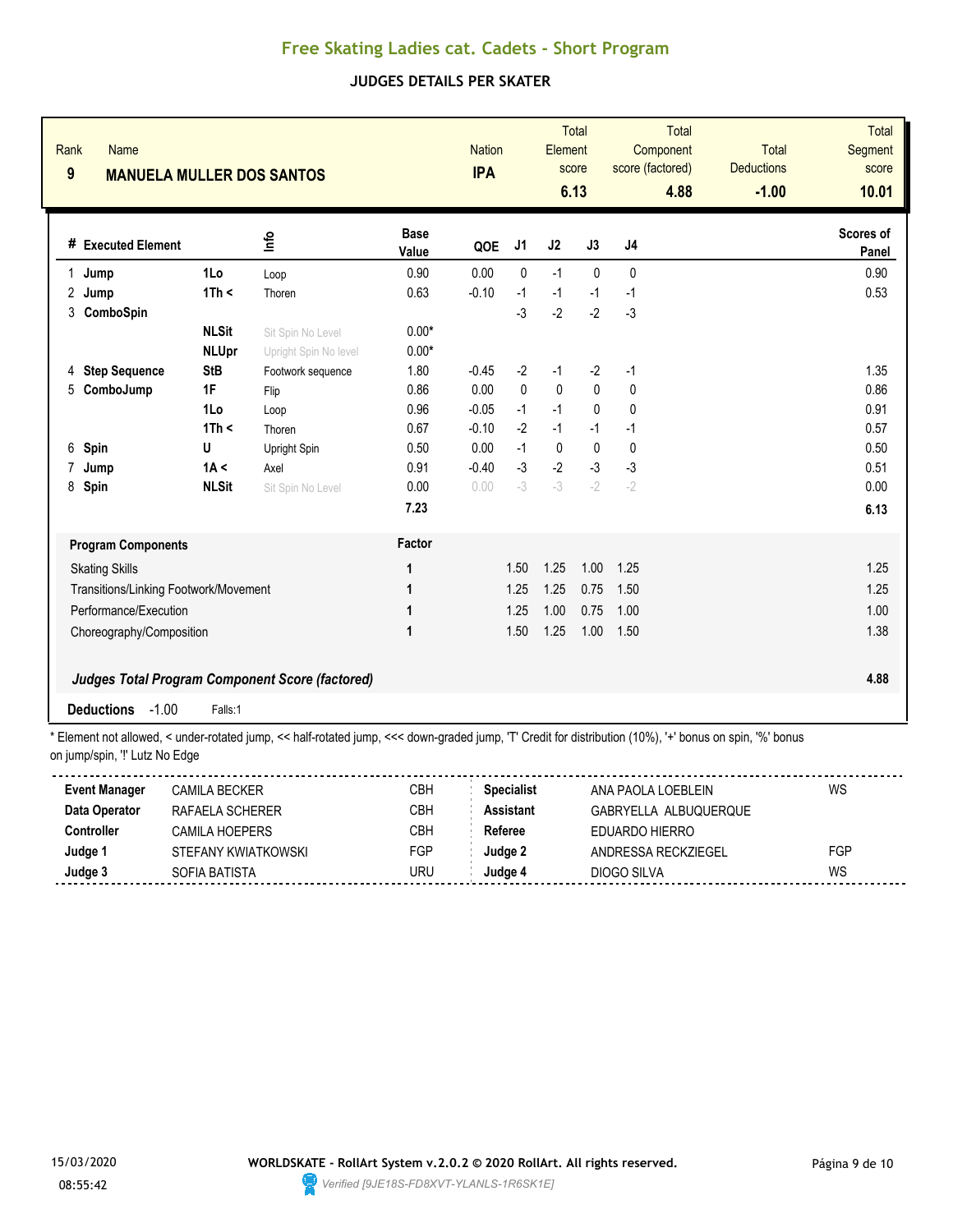# Free Skating Ladies cat. Cadets - Short Program

## JUDGES DETAILS PER SKATER

| Rank | Name | Nation | Total Element score | Total Component score (factored) | Total Deductions | Total Segment score |
|---|---|---|---|---|---|---|
| 9 | MANUELA MULLER DOS SANTOS | IPA | 6.13 | 4.88 | -1.00 | 10.01 |

| # | Executed Element | | Info | Base Value | QOE | J1 | J2 | J3 | J4 | Scores of Panel |
|---|---|---|---|---|---|---|---|---|---|---|
| 1 | Jump | 1Lo | Loop | 0.90 | 0.00 | 0 | -1 | 0 | 0 | 0.90 |
| 2 | Jump | 1Th < | Thoren | 0.63 | -0.10 | -1 | -1 | -1 | -1 | 0.53 |
| 3 | ComboSpin | | | | | -3 | -2 | -2 | -3 | |
| | | NLSit | Sit Spin No Level | 0.00* | | | | | | |
| | | NLUpr | Upright Spin No level | 0.00* | | | | | | |
| 4 | Step Sequence | StB | Footwork sequence | 1.80 | -0.45 | -2 | -1 | -2 | -1 | 1.35 |
| 5 | ComboJump | 1F | Flip | 0.86 | 0.00 | 0 | 0 | 0 | 0 | 0.86 |
| | | 1Lo | Loop | 0.96 | -0.05 | -1 | -1 | 0 | 0 | 0.91 |
| | | 1Th < | Thoren | 0.67 | -0.10 | -2 | -1 | -1 | -1 | 0.57 |
| 6 | Spin | U | Upright Spin | 0.50 | 0.00 | -1 | 0 | 0 | 0 | 0.50 |
| 7 | Jump | 1A < | Axel | 0.91 | -0.40 | -3 | -2 | -3 | -3 | 0.51 |
| 8 | Spin | NLSit | Sit Spin No Level | 0.00 | 0.00 | -3 | -3 | -2 | -2 | 0.00 |
| | | | | 7.23 | | | | | | 6.13 |

| Program Components | Factor | J1 | J2 | J3 | J4 | Scores of Panel |
|---|---|---|---|---|---|---|
| Skating Skills | 1 | 1.50 | 1.25 | 1.00 | 1.25 | 1.25 |
| Transitions/Linking Footwork/Movement | 1 | 1.25 | 1.25 | 0.75 | 1.50 | 1.25 |
| Performance/Execution | 1 | 1.25 | 1.00 | 0.75 | 1.00 | 1.00 |
| Choreography/Composition | 1 | 1.50 | 1.25 | 1.00 | 1.50 | 1.38 |
| ***Judges Total Program Component Score (factored)*** | | | | | | 4.88 |

**Deductions** -1.00 Falls:1

\* Element not allowed, < under-rotated jump, << half-rotated jump, <<< down-graded jump, 'T' Credit for distribution (10%), '+' bonus on spin, '%' bonus on jump/spin, '!' Lutz No Edge

| | | | | | |
|---|---|---|---|---|---|
| **Event Manager** | CAMILA BECKER | CBH | **Specialist** | ANA PAOLA LOEBLEIN | WS |
| **Data Operator** | RAFAELA SCHERER | CBH | **Assistant** | GABRYELLA ALBUQUERQUE | |
| **Controller** | CAMILA HOEPERS | CBH | **Referee** | EDUARDO HIERRO | |
| **Judge 1** | STEFANY KWIATKOWSKI | FGP | **Judge 2** | ANDRESSA RECKZIEGEL | FGP |
| **Judge 3** | SOFIA BATISTA | URU | **Judge 4** | DIOGO SILVA | WS |

15/03/2020 08:55:42

WORLDSKATE - RollArt System v.2.0.2 © 2020 RollArt. All rights reserved.

Verified [9JE18S-FD8XVT-YLANLS-1R6SK1E]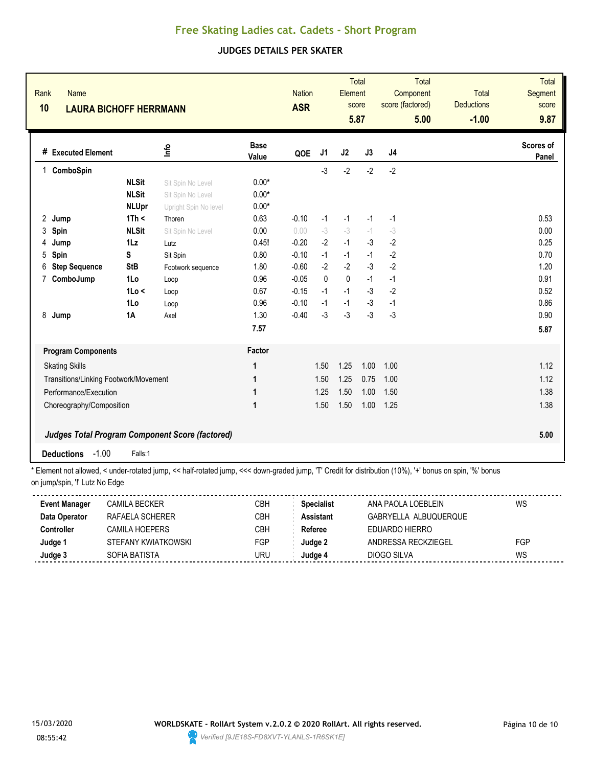# Free Skating Ladies cat. Cadets - Short Program

## JUDGES DETAILS PER SKATER

| Rank | Name | Nation | Total Element score | Total Component score (factored) | Total Deductions | Total Segment score |
|---|---|---|---|---|---|---|
| 10 | LAURA BICHOFF HERRMANN | ASR | 5.87 | 5.00 | -1.00 | 9.87 |

| # | Executed Element | | Info | Base Value | QOE | J1 | J2 | J3 | J4 | Scores of Panel |
|---|---|---|---|---|---|---|---|---|---|---|
| 1 | ComboSpin | | | | | -3 | -2 | -2 | -2 | |
| | | NLSit | Sit Spin No Level | 0.00* | | | | | | |
| | | NLSit | Sit Spin No Level | 0.00* | | | | | | |
| | | NLUpr | Upright Spin No level | 0.00* | | | | | | |
| 2 | Jump | 1Th < | Thoren | 0.63 | -0.10 | -1 | -1 | -1 | -1 | 0.53 |
| 3 | Spin | NLSit | Sit Spin No Level | 0.00 | 0.00 | -3 | -3 | -1 | -3 | 0.00 |
| 4 | Jump | 1Lz | Lutz | 0.45! | -0.20 | -2 | -1 | -3 | -2 | 0.25 |
| 5 | Spin | S | Sit Spin | 0.80 | -0.10 | -1 | -1 | -1 | -2 | 0.70 |
| 6 | Step Sequence | StB | Footwork sequence | 1.80 | -0.60 | -2 | -2 | -3 | -2 | 1.20 |
| 7 | ComboJump | 1Lo | Loop | 0.96 | -0.05 | 0 | 0 | -1 | -1 | 0.91 |
| | | 1Lo < | Loop | 0.67 | -0.15 | -1 | -1 | -3 | -2 | 0.52 |
| | | 1Lo | Loop | 0.96 | -0.10 | -1 | -1 | -3 | -1 | 0.86 |
| 8 | Jump | 1A | Axel | 1.30 | -0.40 | -3 | -3 | -3 | -3 | 0.90 |
| | | | | 7.57 | | | | | | 5.87 |

| Program Components | Factor | J1 | J2 | J3 | J4 | Scores of Panel |
|---|---|---|---|---|---|---|
| Skating Skills | 1 | 1.50 | 1.25 | 1.00 | 1.00 | 1.12 |
| Transitions/Linking Footwork/Movement | 1 | 1.50 | 1.25 | 0.75 | 1.00 | 1.12 |
| Performance/Execution | 1 | 1.25 | 1.50 | 1.00 | 1.50 | 1.38 |
| Choreography/Composition | 1 | 1.50 | 1.50 | 1.00 | 1.25 | 1.38 |
| ***Judges Total Program Component Score (factored)*** | | | | | | 5.00 |

**Deductions** -1.00 Falls:1

\* Element not allowed, < under-rotated jump, << half-rotated jump, <<< down-graded jump, 'T' Credit for distribution (10%), '+' bonus on spin, '%' bonus on jump/spin, '!' Lutz No Edge

| | | | | | |
|---|---|---|---|---|---|
| **Event Manager** | CAMILA BECKER | CBH | **Specialist** | ANA PAOLA LOEBLEIN | WS |
| **Data Operator** | RAFAELA SCHERER | CBH | **Assistant** | GABRYELLA ALBUQUERQUE | |
| **Controller** | CAMILA HOEPERS | CBH | **Referee** | EDUARDO HIERRO | |
| **Judge 1** | STEFANY KWIATKOWSKI | FGP | **Judge 2** | ANDRESSA RECKZIEGEL | FGP |
| **Judge 3** | SOFIA BATISTA | URU | **Judge 4** | DIOGO SILVA | WS |

15/03/2020 08:55:42

WORLDSKATE - RollArt System v.2.0.2 © 2020 RollArt. All rights reserved.

Verified [9JE18S-FD8XVT-YLANLS-1R6SK1E]